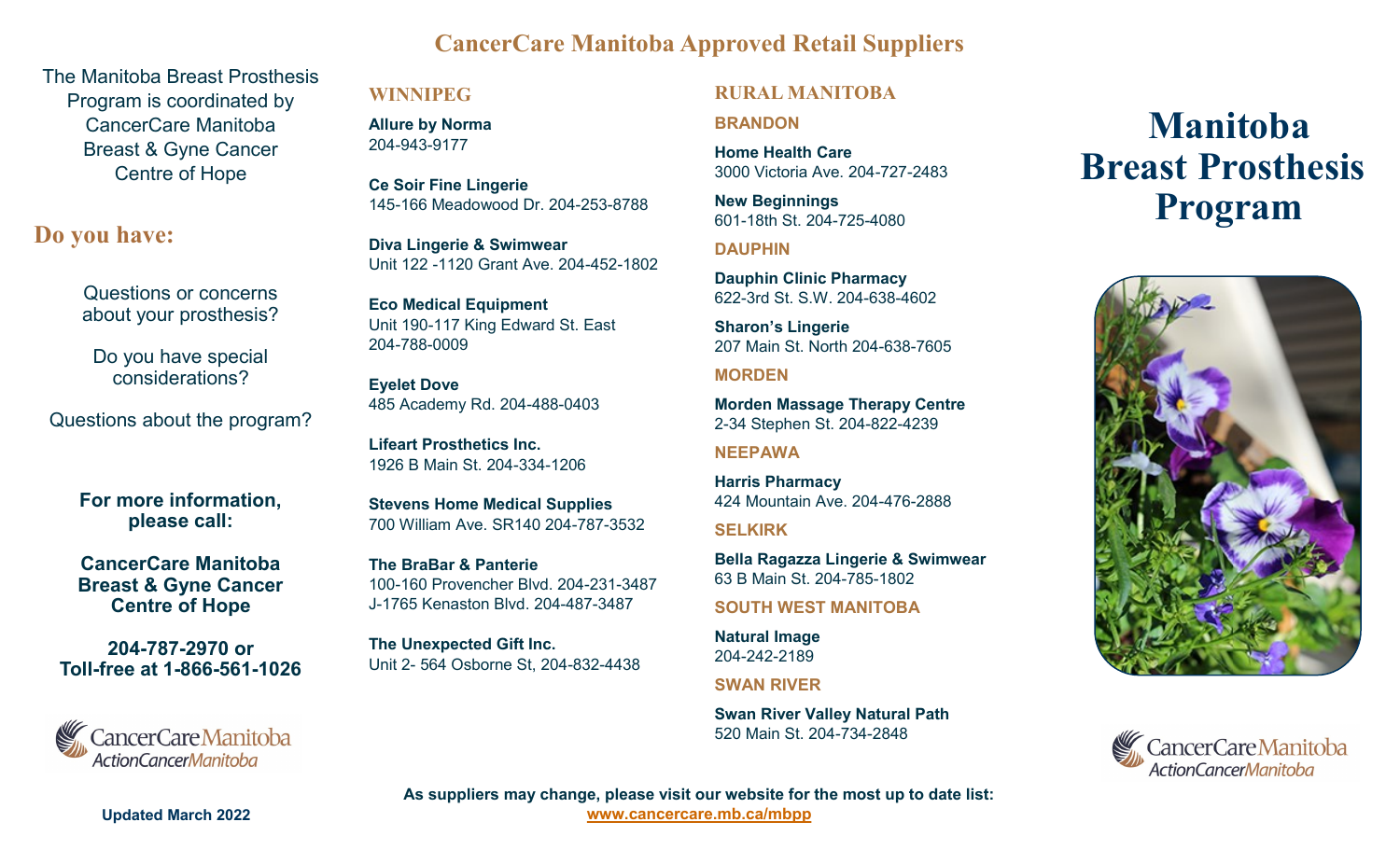The Manitoba Breast Prosthesis Program is coordinated by CancerCare Manitoba Breast & Gyne Cancer Centre of Hope

## Do you have:

Questions or concerns about your prosthesis?

Do you have special considerations?

Questions about the program?

**For more information, please call:**

**CancerCare Manitoba Breast & Gyne Cancer Centre of Hope**

**204-787-2970 or Toll-free at 1-866-561-1026**

CancerCareManitoba ActionCancerManitoba

**Updated March 2022**

# CancerCare Manitoba Approved Retail Suppliers

## WINNIPEG

**Allure by Norma**
204-943-9177

**Ce Soir Fine Lingerie**
145-166 Meadowood Dr. 204-253-8788

**Diva Lingerie & Swimwear**
Unit 122 -1120 Grant Ave. 204-452-1802

**Eco Medical Equipment**
Unit 190-117 King Edward St. East
204-788-0009

**Eyelet Dove**
485 Academy Rd. 204-488-0403

**Lifeart Prosthetics Inc.**
1926 B Main St. 204-334-1206

**Stevens Home Medical Supplies**
700 William Ave. SR140 204-787-3532

**The BraBar & Panterie**
100-160 Provencher Blvd. 204-231-3487
J-1765 Kenaston Blvd. 204-487-3487

**The Unexpected Gift Inc.**
Unit 2- 564 Osborne St, 204-832-4438

## RURAL MANITOBA

### BRANDON

**Home Health Care**
3000 Victoria Ave. 204-727-2483

**New Beginnings**
601-18th St. 204-725-4080

### DAUPHIN

**Dauphin Clinic Pharmacy**
622-3rd St. S.W. 204-638-4602

**Sharon's Lingerie**
207 Main St. North 204-638-7605

### MORDEN

**Morden Massage Therapy Centre**
2-34 Stephen St. 204-822-4239

### NEEPAWA

**Harris Pharmacy**
424 Mountain Ave. 204-476-2888

### SELKIRK

**Bella Ragazza Lingerie & Swimwear**
63 B Main St. 204-785-1802

### SOUTH WEST MANITOBA

**Natural Image**
204-242-2189

### SWAN RIVER

**Swan River Valley Natural Path**
520 Main St. 204-734-2848

**As suppliers may change, please visit our website for the most up to date list:**
**www.cancercare.mb.ca/mbpp**

# Manitoba Breast Prosthesis Program

CancerCareManitoba ActionCancerManitoba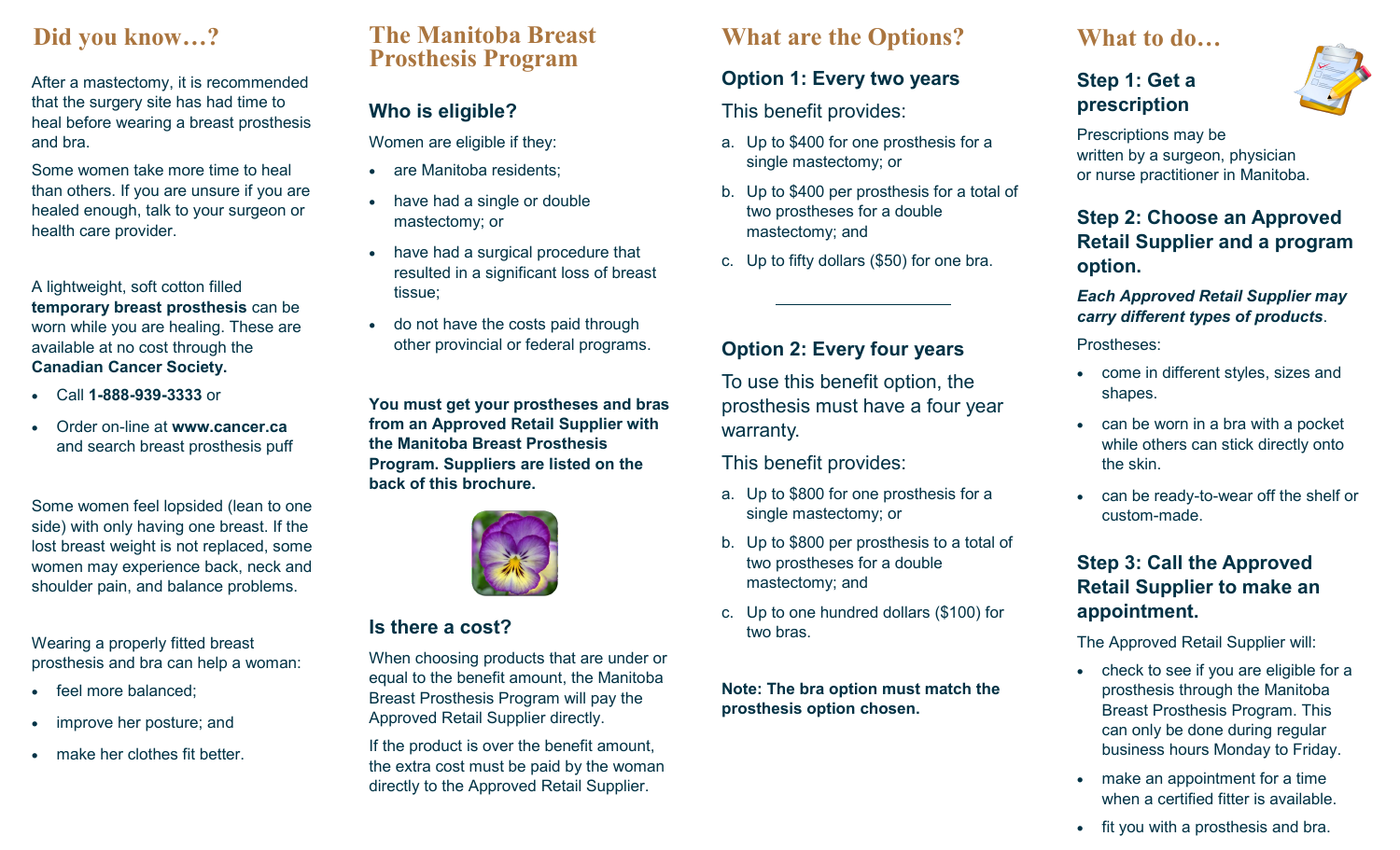## Did you know…?

After a mastectomy, it is recommended that the surgery site has had time to heal before wearing a breast prosthesis and bra.

Some women take more time to heal than others. If you are unsure if you are healed enough, talk to your surgeon or health care provider.

A lightweight, soft cotton filled **temporary breast prosthesis** can be worn while you are healing. These are available at no cost through the **Canadian Cancer Society.**

- Call **1-888-939-3333** or
- Order on-line at **www.cancer.ca** and search breast prosthesis puff

Some women feel lopsided (lean to one side) with only having one breast. If the lost breast weight is not replaced, some women may experience back, neck and shoulder pain, and balance problems.

Wearing a properly fitted breast prosthesis and bra can help a woman:

- feel more balanced;
- improve her posture; and
- make her clothes fit better.

## The Manitoba Breast Prosthesis Program

### Who is eligible?

Women are eligible if they:

- are Manitoba residents;
- have had a single or double mastectomy; or
- have had a surgical procedure that resulted in a significant loss of breast tissue;
- do not have the costs paid through other provincial or federal programs.

**You must get your prostheses and bras from an Approved Retail Supplier with the Manitoba Breast Prosthesis Program. Suppliers are listed on the back of this brochure.**

### Is there a cost?

When choosing products that are under or equal to the benefit amount, the Manitoba Breast Prosthesis Program will pay the Approved Retail Supplier directly.

If the product is over the benefit amount, the extra cost must be paid by the woman directly to the Approved Retail Supplier.

## What are the Options?

### Option 1: Every two years

This benefit provides:

a. Up to $400 for one prosthesis for a single mastectomy; or
b. Up to $400 per prosthesis for a total of two prostheses for a double mastectomy; and
c. Up to fifty dollars ($50) for one bra.

---

### Option 2: Every four years

To use this benefit option, the prosthesis must have a four year warranty.

This benefit provides:

a. Up to $800 for one prosthesis for a single mastectomy; or
b. Up to $800 per prosthesis to a total of two prostheses for a double mastectomy; and
c. Up to one hundred dollars ($100) for two bras.

**Note: The bra option must match the prosthesis option chosen.**

## What to do…

### Step 1: Get a prescription

Prescriptions may be written by a surgeon, physician or nurse practitioner in Manitoba.

### Step 2: Choose an Approved Retail Supplier and a program option.

***Each Approved Retail Supplier may carry different types of products***.

Prostheses:

- come in different styles, sizes and shapes.
- can be worn in a bra with a pocket while others can stick directly onto the skin.
- can be ready-to-wear off the shelf or custom-made.

### Step 3: Call the Approved Retail Supplier to make an appointment.

The Approved Retail Supplier will:

- check to see if you are eligible for a prosthesis through the Manitoba Breast Prosthesis Program. This can only be done during regular business hours Monday to Friday.
- make an appointment for a time when a certified fitter is available.
- fit you with a prosthesis and bra.